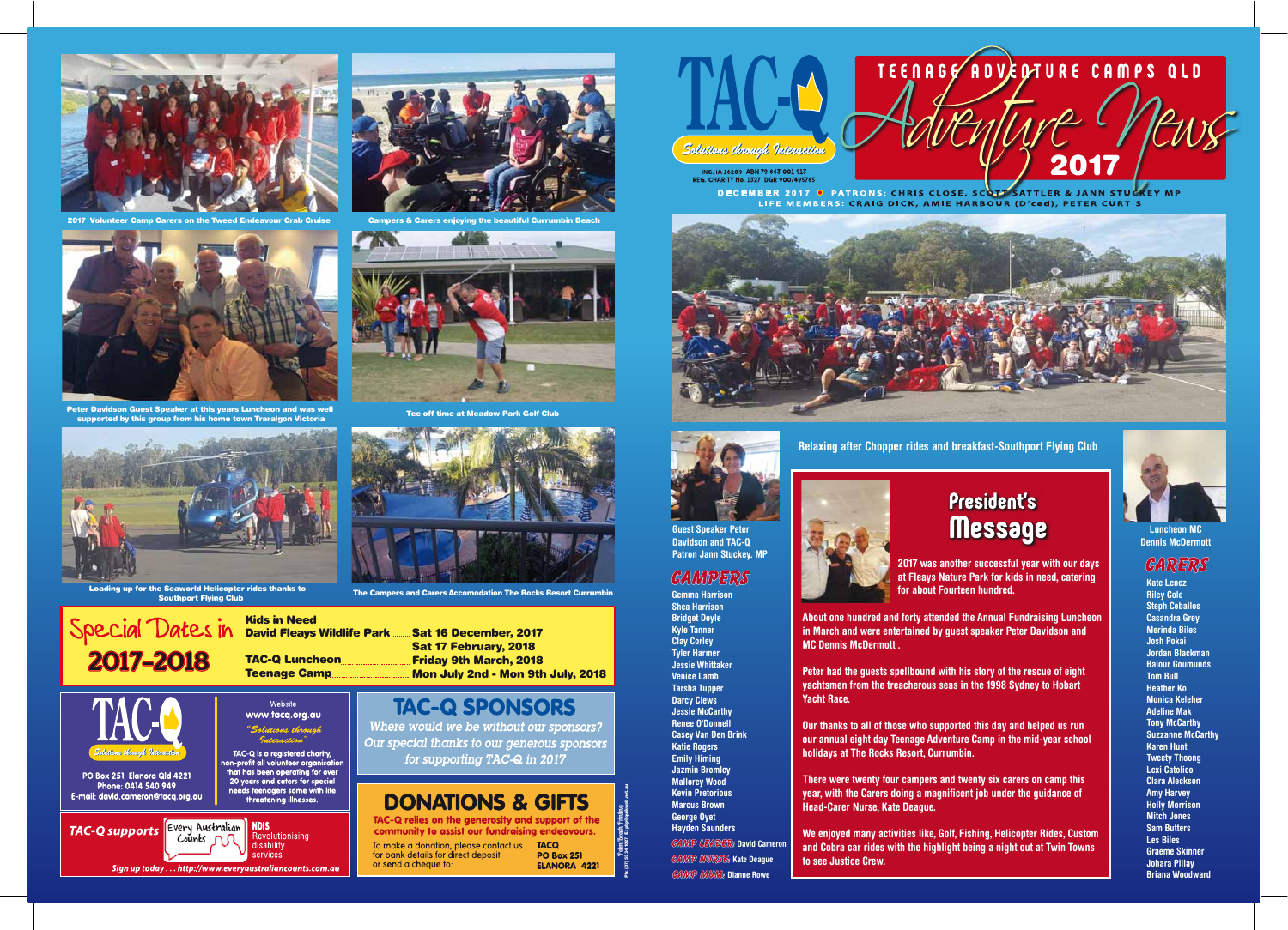# TAC-Q

*Solutions through Interaction*

INC. IA 16209 ABN 79 643 001 913
REG. CHARITY No. 1327 DGR 900/495785

# TEENAGE ADVENTURE CAMPS QLD — Adventure News 2017

DECEMBER 2017 • PATRONS: CHRIS CLOSE, SCOTT SATTLER & JANN STUCKEY MP
LIFE MEMBERS: CRAIG DICK, AMIE HARBOUR (D'ced), PETER CURTIS

Relaxing after Chopper rides and breakfast-Southport Flying Club

2017 Volunteer Camp Carers on the Tweed Endeavour Crab Cruise

Campers & Carers enjoying the beautiful Currumbin Beach

Peter Davidson Guest Speaker at this years Luncheon and was well supported by this group from his home town Traralgon Victoria

Tee off time at Meadow Park Golf Club

Loading up for the Seaworld Helicopter rides thanks to Southport Flying Club

The Campers and Carers Accomodation The Rocks Resort Currumbin

## Special Dates in 2017-2018

| | |
|---|---|
| **Kids in Need** | |
| **David Fleays Wildlife Park** | **Sat 16 December, 2017** |
| | **Sat 17 February, 2018** |
| **TAC-Q Luncheon** | **Friday 9th March, 2018** |
| **Teenage Camp** | **Mon July 2nd - Mon 9th July, 2018** |

## TAC-Q

*Solutions through Interaction*

PO Box 251 Elanora Qld 4221
Phone: 0414 540 949
E-mail: david.cameron@tacq.org.au

Website
**www.tacq.org.au**

*"Solutions through Interaction"*

TAC-Q is a registered charity, non-profit all volunteer organisation that has been operating for over 20 years and caters for special needs teenagers some with life threatening illnesses.

**TAC-Q supports** Every Australian Counts — **NDIS** Revolutionising disability services

*Sign up today . . . http://www.everyaustraliancounts.com.au*

## TAC-Q SPONSORS

*Where would we be without our sponsors? Our special thanks to our generous sponsors for supporting TAC-Q in 2017*

## DONATIONS & GIFTS

**TAC-Q relies on the generosity and support of the community to assist our fundraising endeavours.**

To make a donation, please contact us for bank details for direct deposit or send a cheque to: **TACQ PO Box 251 ELANORA 4221**

Guest Speaker Peter Davidson and TAC-Q Patron Jann Stuckey. MP

## CAMPERS

Gemma Harrison
Shea Harrison
Bridget Doyle
Kyle Tanner
Clay Corley
Tyler Harmer
Jessie Whittaker
Venice Lamb
Tarsha Tupper
Darcy Clews
Jessie McCarthy
Renee O'Donnell
Casey Van Den Brink
Katie Rogers
Emily Himing
Jazmin Bromley
Mallorey Wood
Kevin Pretorious
Marcus Brown
George Oyet
Hayden Saunders

CAMP LEADER: David Cameron
CAMP NURSE: Kate Deague
CAMP MUM: Dianne Rowe

## President's Message

2017 was another successful year with our days at Fleays Nature Park for kids in need, catering for about Fourteen hundred.

About one hundred and forty attended the Annual Fundraising Luncheon in March and were entertained by guest speaker Peter Davidson and MC Dennis McDermott .

Peter had the guests spellbound with his story of the rescue of eight yachtsmen from the treacherous seas in the 1998 Sydney to Hobart Yacht Race.

Our thanks to all of those who supported this day and helped us run our annual eight day Teenage Adventure Camp in the mid-year school holidays at The Rocks Resort, Currumbin.

There were twenty four campers and twenty six carers on camp this year, with the Carers doing a magnificent job under the guidance of Head-Carer Nurse, Kate Deague.

We enjoyed many activities like, Golf, Fishing, Helicopter Rides, Custom and Cobra car rides with the highlight being a night out at Twin Towns to see Justice Crew.

Luncheon MC Dennis McDermott

## CARERS

Kate Lencz
Riley Cole
Steph Ceballos
Casandra Grey
Merinda Biles
Josh Pokai
Jordan Blackman
Balour Goumunds
Tom Bull
Heather Ko
Monica Keleher
Adeline Mak
Tony McCarthy
Suzzanne McCarthy
Karen Hunt
Tweety Thoong
Lexi Catolico
Clara Aleckson
Amy Harvey
Holly Morrison
Mitch Jones
Sam Butters
Les Biles
Graeme Skinner
Johara Pillay
Briana Woodward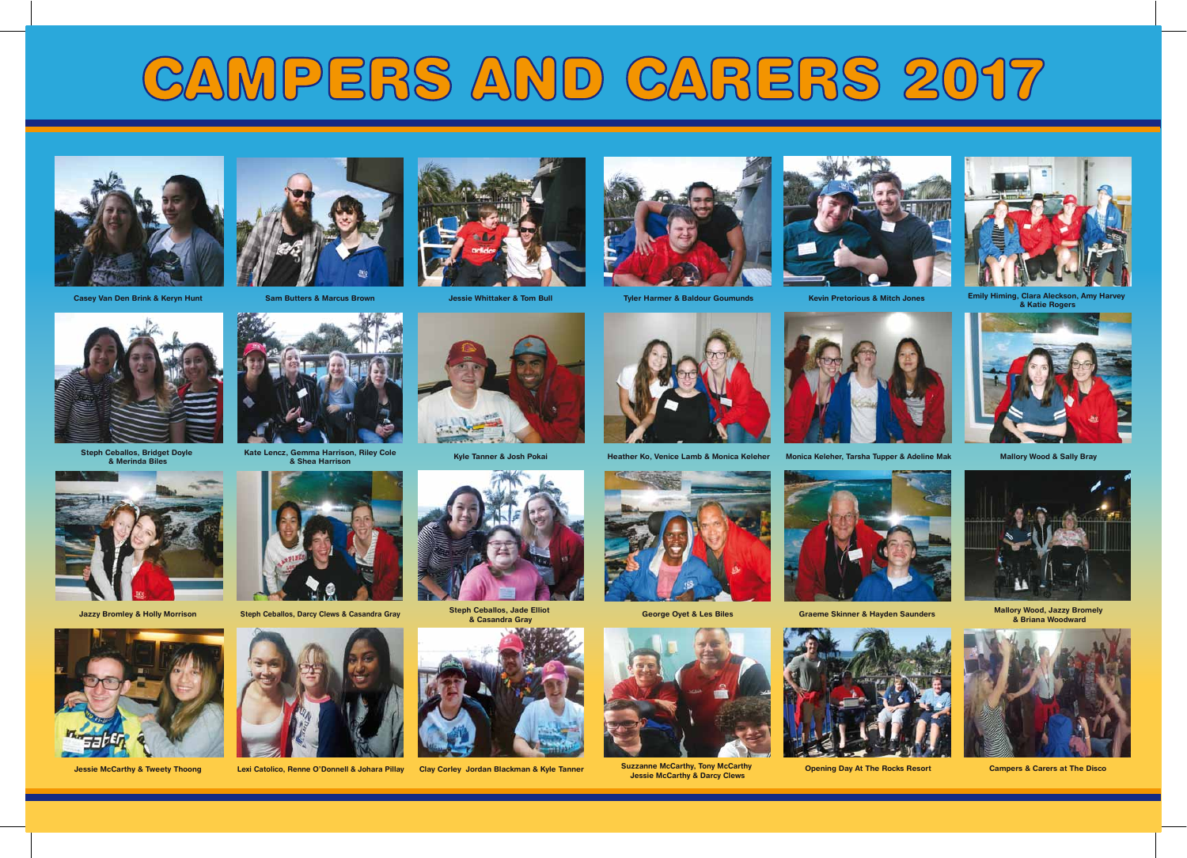# CAMPERS AND CARERS 2017

Casey Van Den Brink & Keryn Hunt

Sam Butters & Marcus Brown

Jessie Whittaker & Tom Bull

Tyler Harmer & Baldour Goumunds

Kevin Pretorious & Mitch Jones

Emily Himing, Clara Aleckson, Amy Harvey & Katie Rogers

Steph Ceballos, Bridget Doyle & Merinda Biles

Kate Lencz, Gemma Harrison, Riley Cole & Shea Harrison

Kyle Tanner & Josh Pokai

Heather Ko, Venice Lamb & Monica Keleher

Monica Keleher, Tarsha Tupper & Adeline Mak

Mallory Wood & Sally Bray

Jazzy Bromley & Holly Morrison

Steph Ceballos, Darcy Clews & Casandra Gray

Steph Ceballos, Jade Elliot & Casandra Gray

George Oyet & Les Biles

Graeme Skinner & Hayden Saunders

Mallory Wood, Jazzy Bromely & Briana Woodward

Jessie McCarthy & Tweety Thoong

Lexi Catolico, Renne O'Donnell & Johara Pillay

Clay Corley Jordan Blackman & Kyle Tanner

Suzzanne McCarthy, Tony McCarthy Jessie McCarthy & Darcy Clews

Opening Day At The Rocks Resort

Campers & Carers at The Disco